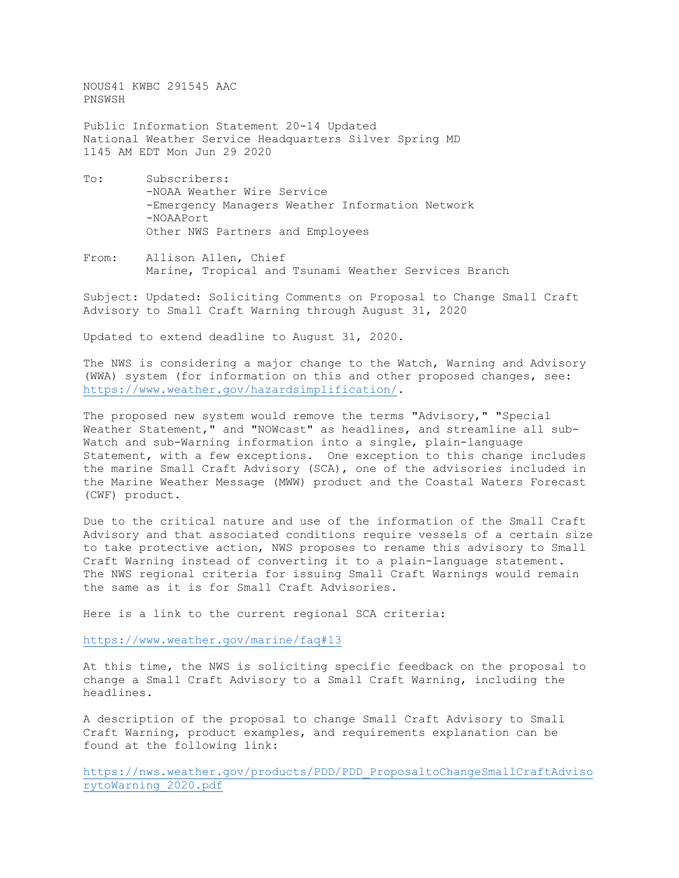NOUS41 KWBC 291545 AAC
PNSWSH

Public Information Statement 20-14 Updated
National Weather Service Headquarters Silver Spring MD
1145 AM EDT Mon Jun 29 2020

To: Subscribers:
-NOAA Weather Wire Service
-Emergency Managers Weather Information Network
-NOAAPort
Other NWS Partners and Employees

From: Allison Allen, Chief
Marine, Tropical and Tsunami Weather Services Branch

Subject: Updated: Soliciting Comments on Proposal to Change Small Craft Advisory to Small Craft Warning through August 31, 2020

Updated to extend deadline to August 31, 2020.

The NWS is considering a major change to the Watch, Warning and Advisory (WWA) system (for information on this and other proposed changes, see: https://www.weather.gov/hazardsimplification/.

The proposed new system would remove the terms "Advisory," "Special Weather Statement," and "NOWcast" as headlines, and streamline all sub-Watch and sub-Warning information into a single, plain-language Statement, with a few exceptions. One exception to this change includes the marine Small Craft Advisory (SCA), one of the advisories included in the Marine Weather Message (MWW) product and the Coastal Waters Forecast (CWF) product.

Due to the critical nature and use of the information of the Small Craft Advisory and that associated conditions require vessels of a certain size to take protective action, NWS proposes to rename this advisory to Small Craft Warning instead of converting it to a plain-language statement. The NWS regional criteria for issuing Small Craft Warnings would remain the same as it is for Small Craft Advisories.

Here is a link to the current regional SCA criteria:

https://www.weather.gov/marine/faq#13

At this time, the NWS is soliciting specific feedback on the proposal to change a Small Craft Advisory to a Small Craft Warning, including the headlines.

A description of the proposal to change Small Craft Advisory to Small Craft Warning, product examples, and requirements explanation can be found at the following link:

https://nws.weather.gov/products/PDD/PDD_ProposaltoChangeSmallCraftAdvisorytoWarning_2020.pdf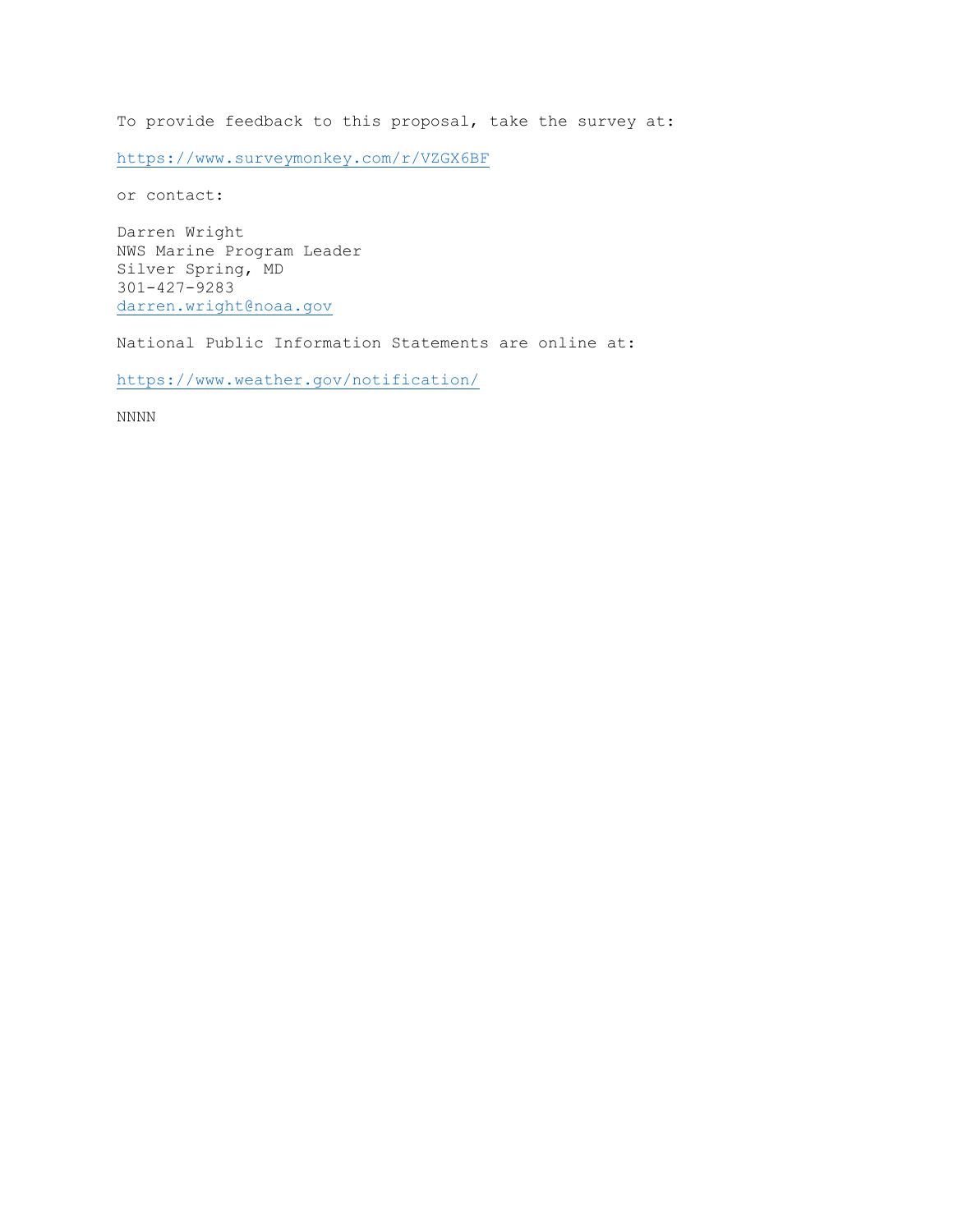To provide feedback to this proposal, take the survey at:

https://www.surveymonkey.com/r/VZGX6BF

or contact:

Darren Wright
NWS Marine Program Leader
Silver Spring, MD
301-427-9283
darren.wright@noaa.gov

National Public Information Statements are online at:

https://www.weather.gov/notification/

NNNN